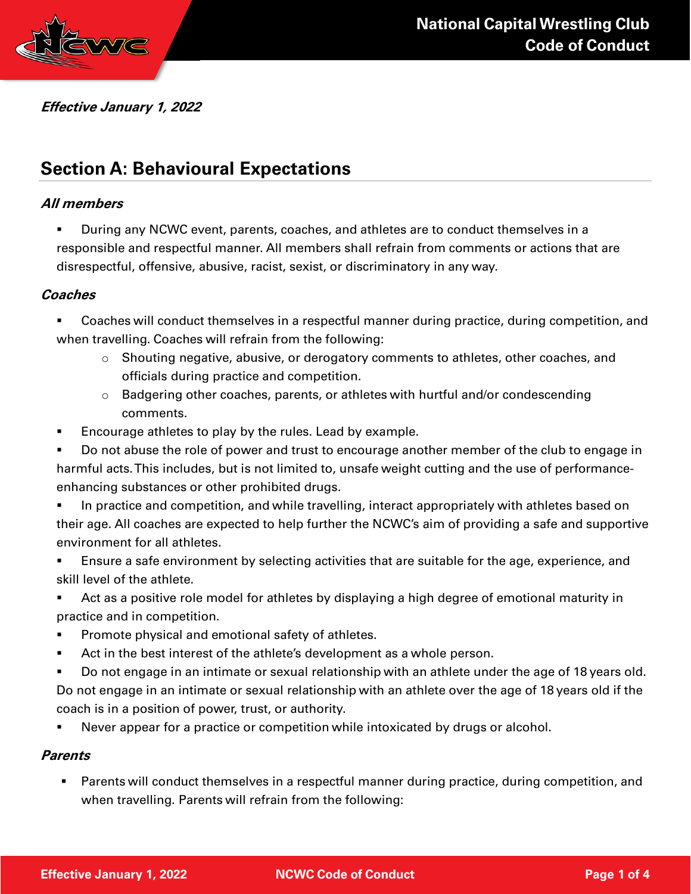# National Capital Wrestling Club Code of Conduct

***Effective January 1, 2022***

## Section A: Behavioural Expectations

### *All members*

- During any NCWC event, parents, coaches, and athletes are to conduct themselves in a responsible and respectful manner. All members shall refrain from comments or actions that are disrespectful, offensive, abusive, racist, sexist, or discriminatory in any way.

### *Coaches*

- Coaches will conduct themselves in a respectful manner during practice, during competition, and when travelling. Coaches will refrain from the following:
  - Shouting negative, abusive, or derogatory comments to athletes, other coaches, and officials during practice and competition.
  - Badgering other coaches, parents, or athletes with hurtful and/or condescending comments.
- Encourage athletes to play by the rules. Lead by example.
- Do not abuse the role of power and trust to encourage another member of the club to engage in harmful acts. This includes, but is not limited to, unsafe weight cutting and the use of performance-enhancing substances or other prohibited drugs.
- In practice and competition, and while travelling, interact appropriately with athletes based on their age. All coaches are expected to help further the NCWC's aim of providing a safe and supportive environment for all athletes.
- Ensure a safe environment by selecting activities that are suitable for the age, experience, and skill level of the athlete.
- Act as a positive role model for athletes by displaying a high degree of emotional maturity in practice and in competition.
- Promote physical and emotional safety of athletes.
- Act in the best interest of the athlete's development as a whole person.
- Do not engage in an intimate or sexual relationship with an athlete under the age of 18 years old. Do not engage in an intimate or sexual relationship with an athlete over the age of 18 years old if the coach is in a position of power, trust, or authority.
- Never appear for a practice or competition while intoxicated by drugs or alcohol.

### *Parents*

- Parents will conduct themselves in a respectful manner during practice, during competition, and when travelling. Parents will refrain from the following: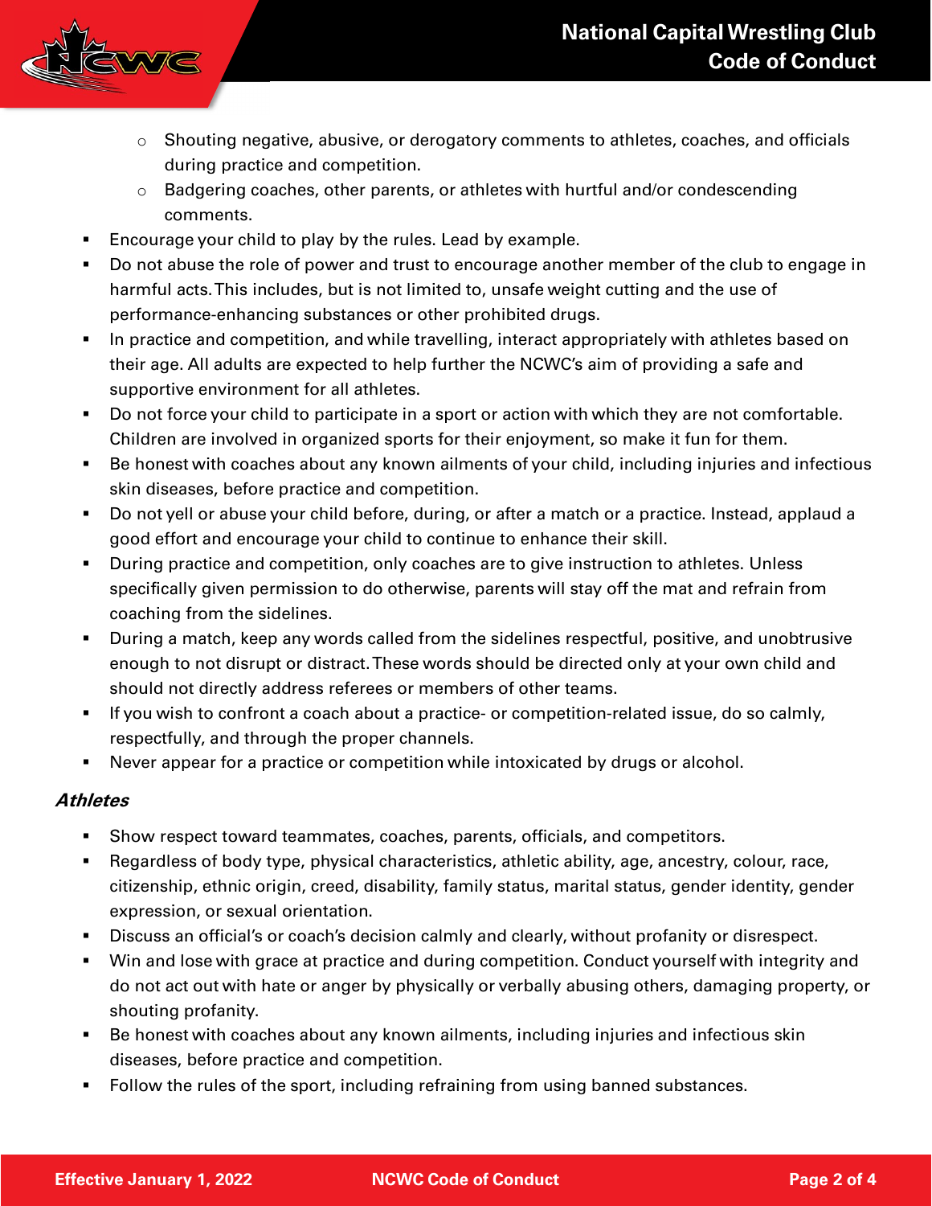- Shouting negative, abusive, or derogatory comments to athletes, coaches, and officials during practice and competition.
   - Badgering coaches, other parents, or athletes with hurtful and/or condescending comments.
- Encourage your child to play by the rules. Lead by example.
- Do not abuse the role of power and trust to encourage another member of the club to engage in harmful acts. This includes, but is not limited to, unsafe weight cutting and the use of performance-enhancing substances or other prohibited drugs.
- In practice and competition, and while travelling, interact appropriately with athletes based on their age. All adults are expected to help further the NCWC's aim of providing a safe and supportive environment for all athletes.
- Do not force your child to participate in a sport or action with which they are not comfortable. Children are involved in organized sports for their enjoyment, so make it fun for them.
- Be honest with coaches about any known ailments of your child, including injuries and infectious skin diseases, before practice and competition.
- Do not yell or abuse your child before, during, or after a match or a practice. Instead, applaud a good effort and encourage your child to continue to enhance their skill.
- During practice and competition, only coaches are to give instruction to athletes. Unless specifically given permission to do otherwise, parents will stay off the mat and refrain from coaching from the sidelines.
- During a match, keep any words called from the sidelines respectful, positive, and unobtrusive enough to not disrupt or distract. These words should be directed only at your own child and should not directly address referees or members of other teams.
- If you wish to confront a coach about a practice- or competition-related issue, do so calmly, respectfully, and through the proper channels.
- Never appear for a practice or competition while intoxicated by drugs or alcohol.

### *Athletes*

- Show respect toward teammates, coaches, parents, officials, and competitors.
- Regardless of body type, physical characteristics, athletic ability, age, ancestry, colour, race, citizenship, ethnic origin, creed, disability, family status, marital status, gender identity, gender expression, or sexual orientation.
- Discuss an official's or coach's decision calmly and clearly, without profanity or disrespect.
- Win and lose with grace at practice and during competition. Conduct yourself with integrity and do not act out with hate or anger by physically or verbally abusing others, damaging property, or shouting profanity.
- Be honest with coaches about any known ailments, including injuries and infectious skin diseases, before practice and competition.
- Follow the rules of the sport, including refraining from using banned substances.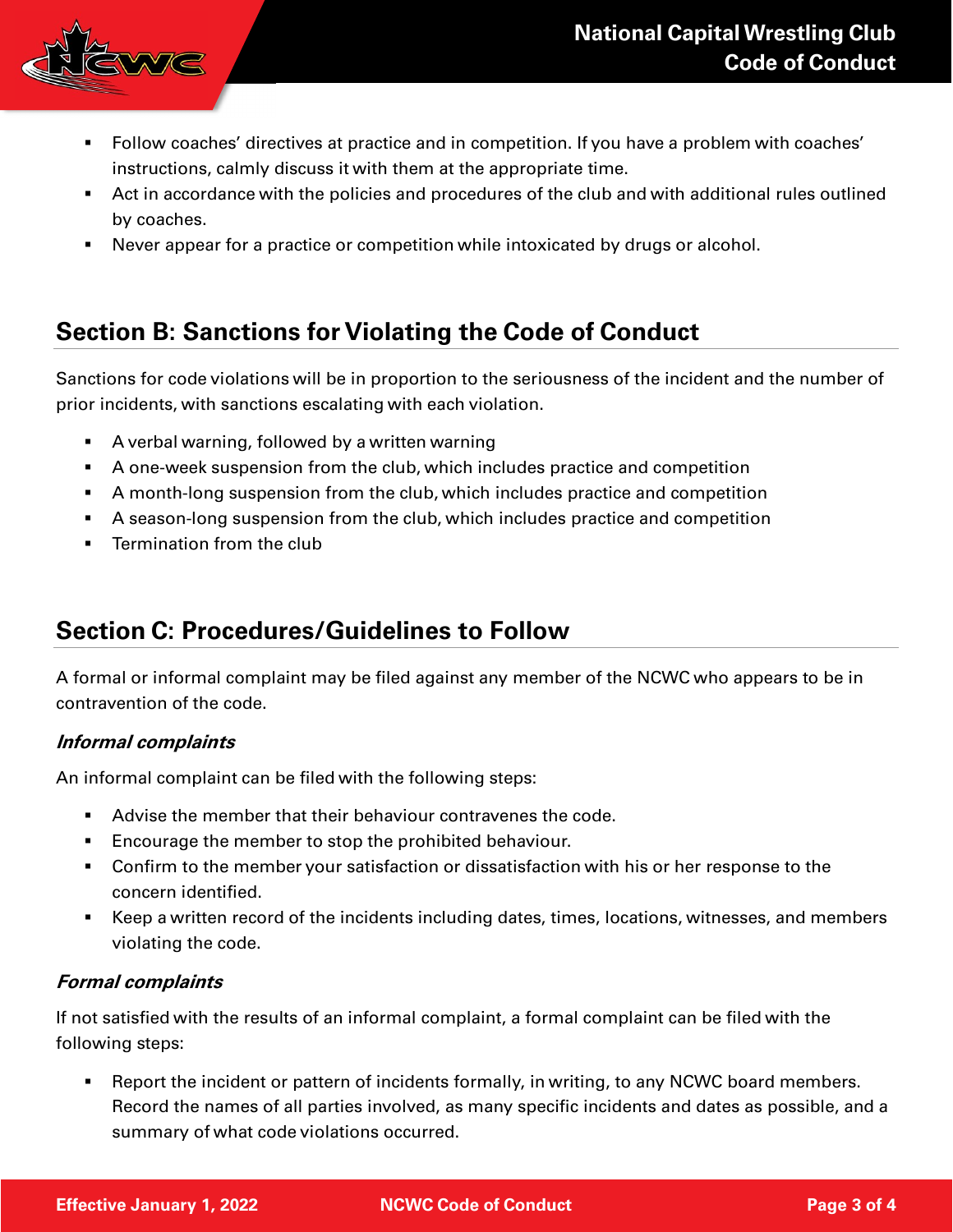- Follow coaches' directives at practice and in competition. If you have a problem with coaches' instructions, calmly discuss it with them at the appropriate time.
- Act in accordance with the policies and procedures of the club and with additional rules outlined by coaches.
- Never appear for a practice or competition while intoxicated by drugs or alcohol.

## Section B: Sanctions for Violating the Code of Conduct

Sanctions for code violations will be in proportion to the seriousness of the incident and the number of prior incidents, with sanctions escalating with each violation.

- A verbal warning, followed by a written warning
- A one-week suspension from the club, which includes practice and competition
- A month-long suspension from the club, which includes practice and competition
- A season-long suspension from the club, which includes practice and competition
- Termination from the club

## Section C: Procedures/Guidelines to Follow

A formal or informal complaint may be filed against any member of the NCWC who appears to be in contravention of the code.

### *Informal complaints*

An informal complaint can be filed with the following steps:

- Advise the member that their behaviour contravenes the code.
- Encourage the member to stop the prohibited behaviour.
- Confirm to the member your satisfaction or dissatisfaction with his or her response to the concern identified.
- Keep a written record of the incidents including dates, times, locations, witnesses, and members violating the code.

### *Formal complaints*

If not satisfied with the results of an informal complaint, a formal complaint can be filed with the following steps:

- Report the incident or pattern of incidents formally, in writing, to any NCWC board members. Record the names of all parties involved, as many specific incidents and dates as possible, and a summary of what code violations occurred.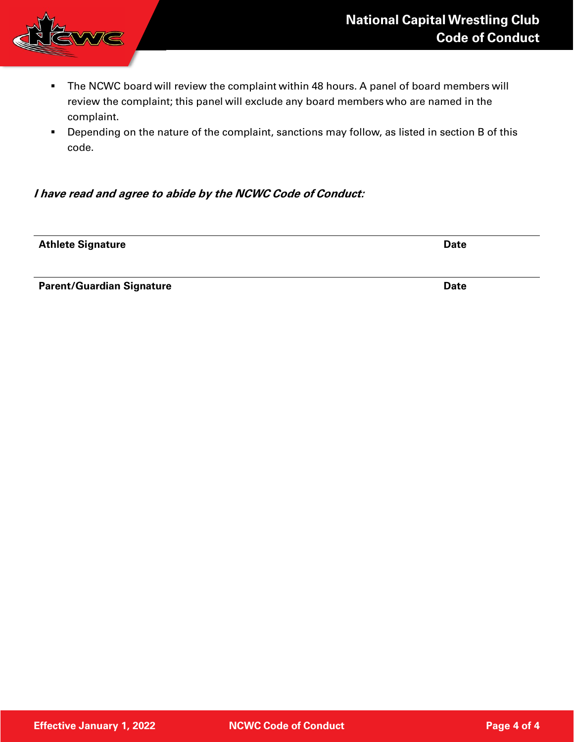- The NCWC board will review the complaint within 48 hours. A panel of board members will review the complaint; this panel will exclude any board members who are named in the complaint.
- Depending on the nature of the complaint, sanctions may follow, as listed in section B of this code.

***I have read and agree to abide by the NCWC Code of Conduct:***

| | |
|---|---|
| **Athlete Signature** | **Date** |
| **Parent/Guardian Signature** | **Date** |